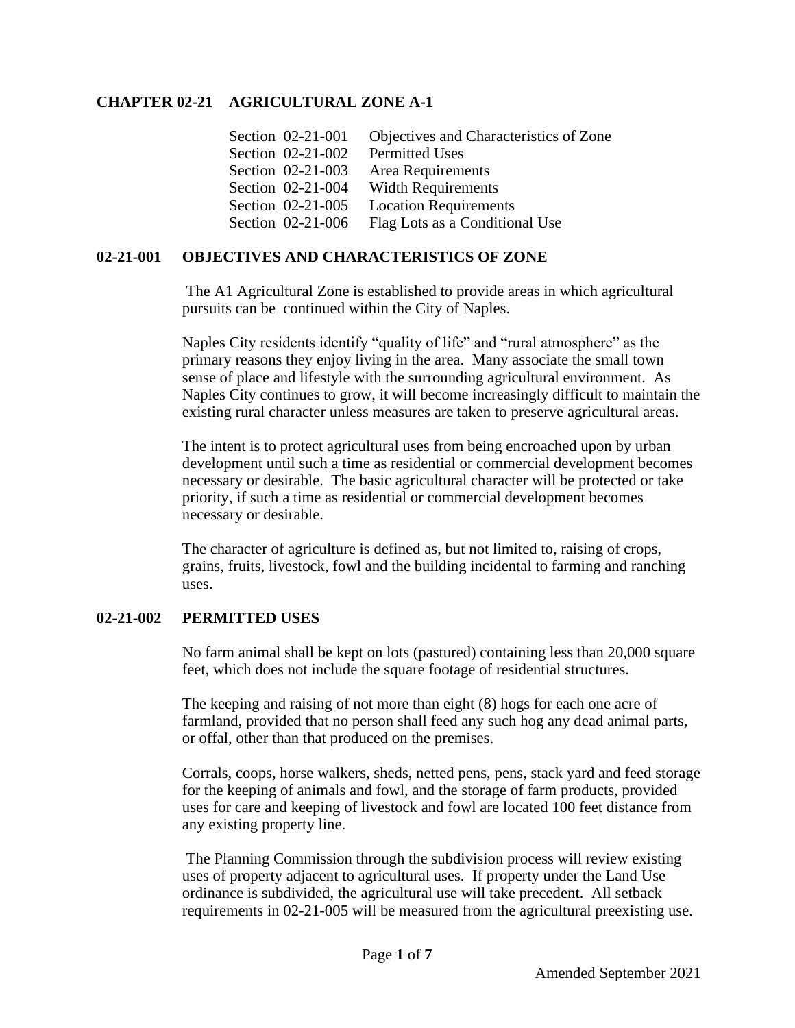# CHAPTER 02-21 AGRICULTURAL ZONE A-1

| | |
|---|---|
| Section 02-21-001 | Objectives and Characteristics of Zone |
| Section 02-21-002 | Permitted Uses |
| Section 02-21-003 | Area Requirements |
| Section 02-21-004 | Width Requirements |
| Section 02-21-005 | Location Requirements |
| Section 02-21-006 | Flag Lots as a Conditional Use |

## 02-21-001 OBJECTIVES AND CHARACTERISTICS OF ZONE

The A1 Agricultural Zone is established to provide areas in which agricultural pursuits can be continued within the City of Naples.

Naples City residents identify "quality of life" and "rural atmosphere" as the primary reasons they enjoy living in the area. Many associate the small town sense of place and lifestyle with the surrounding agricultural environment. As Naples City continues to grow, it will become increasingly difficult to maintain the existing rural character unless measures are taken to preserve agricultural areas.

The intent is to protect agricultural uses from being encroached upon by urban development until such a time as residential or commercial development becomes necessary or desirable. The basic agricultural character will be protected or take priority, if such a time as residential or commercial development becomes necessary or desirable.

The character of agriculture is defined as, but not limited to, raising of crops, grains, fruits, livestock, fowl and the building incidental to farming and ranching uses.

## 02-21-002 PERMITTED USES

No farm animal shall be kept on lots (pastured) containing less than 20,000 square feet, which does not include the square footage of residential structures.

The keeping and raising of not more than eight (8) hogs for each one acre of farmland, provided that no person shall feed any such hog any dead animal parts, or offal, other than that produced on the premises.

Corrals, coops, horse walkers, sheds, netted pens, pens, stack yard and feed storage for the keeping of animals and fowl, and the storage of farm products, provided uses for care and keeping of livestock and fowl are located 100 feet distance from any existing property line.

The Planning Commission through the subdivision process will review existing uses of property adjacent to agricultural uses. If property under the Land Use ordinance is subdivided, the agricultural use will take precedent. All setback requirements in 02-21-005 will be measured from the agricultural preexisting use.

Amended September 2021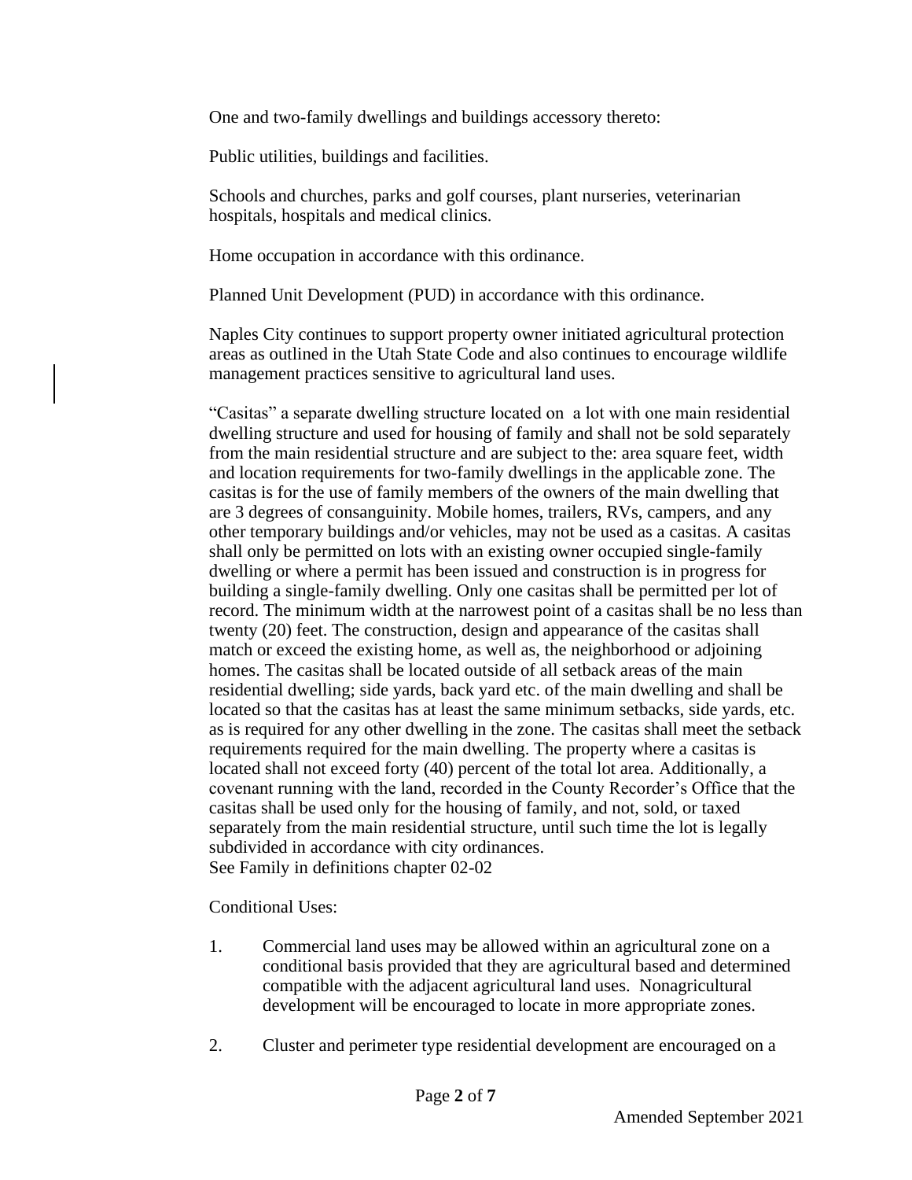One and two-family dwellings and buildings accessory thereto:

Public utilities, buildings and facilities.

Schools and churches, parks and golf courses, plant nurseries, veterinarian hospitals, hospitals and medical clinics.

Home occupation in accordance with this ordinance.

Planned Unit Development (PUD) in accordance with this ordinance.

Naples City continues to support property owner initiated agricultural protection areas as outlined in the Utah State Code and also continues to encourage wildlife management practices sensitive to agricultural land uses.

"Casitas" a separate dwelling structure located on a lot with one main residential dwelling structure and used for housing of family and shall not be sold separately from the main residential structure and are subject to the: area square feet, width and location requirements for two-family dwellings in the applicable zone. The casitas is for the use of family members of the owners of the main dwelling that are 3 degrees of consanguinity. Mobile homes, trailers, RVs, campers, and any other temporary buildings and/or vehicles, may not be used as a casitas. A casitas shall only be permitted on lots with an existing owner occupied single-family dwelling or where a permit has been issued and construction is in progress for building a single-family dwelling. Only one casitas shall be permitted per lot of record. The minimum width at the narrowest point of a casitas shall be no less than twenty (20) feet. The construction, design and appearance of the casitas shall match or exceed the existing home, as well as, the neighborhood or adjoining homes. The casitas shall be located outside of all setback areas of the main residential dwelling; side yards, back yard etc. of the main dwelling and shall be located so that the casitas has at least the same minimum setbacks, side yards, etc. as is required for any other dwelling in the zone. The casitas shall meet the setback requirements required for the main dwelling. The property where a casitas is located shall not exceed forty (40) percent of the total lot area. Additionally, a covenant running with the land, recorded in the County Recorder's Office that the casitas shall be used only for the housing of family, and not, sold, or taxed separately from the main residential structure, until such time the lot is legally subdivided in accordance with city ordinances.
See Family in definitions chapter 02-02

Conditional Uses:

1. Commercial land uses may be allowed within an agricultural zone on a conditional basis provided that they are agricultural based and determined compatible with the adjacent agricultural land uses. Nonagricultural development will be encouraged to locate in more appropriate zones.

2. Cluster and perimeter type residential development are encouraged on a

Amended September 2021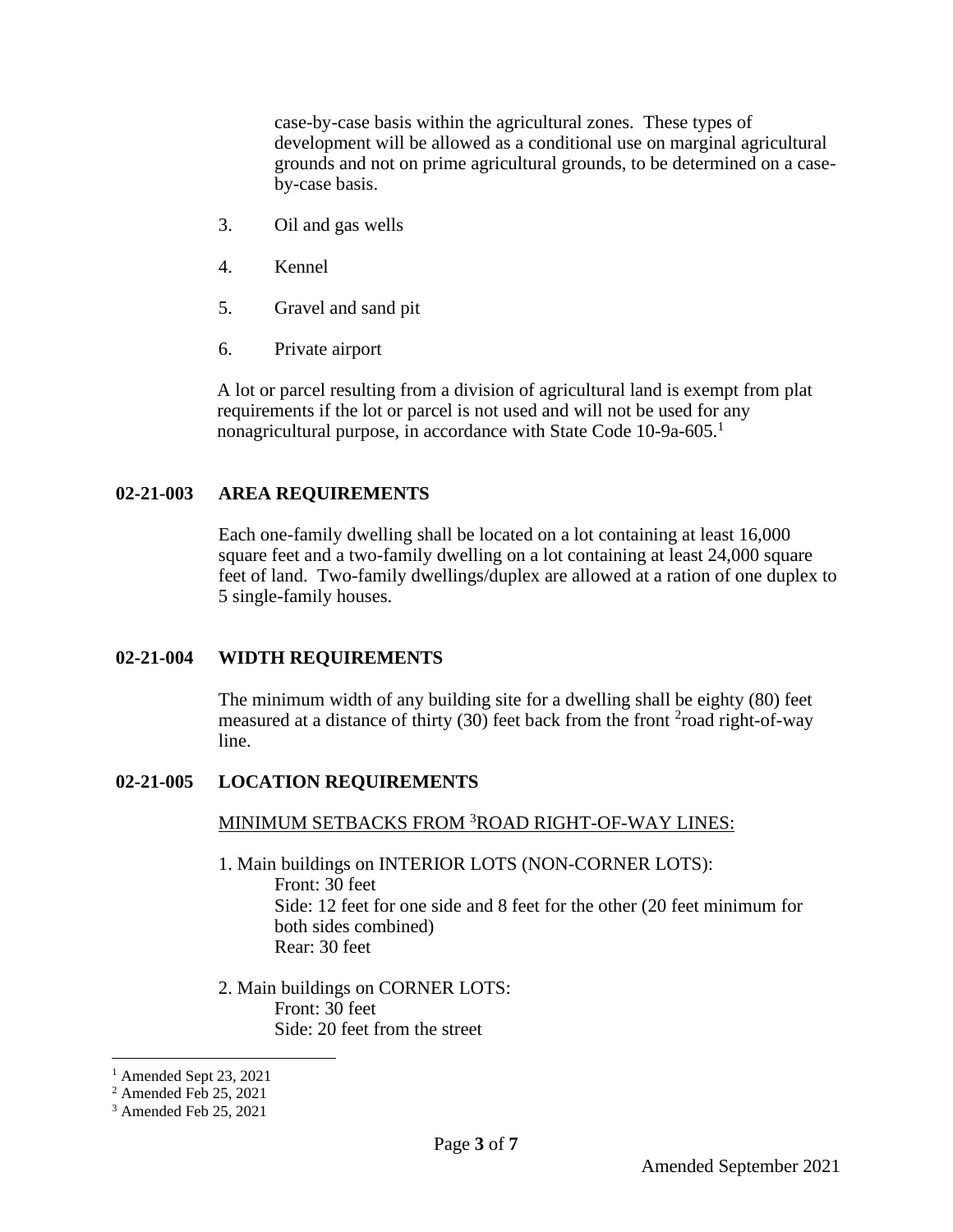case-by-case basis within the agricultural zones. These types of development will be allowed as a conditional use on marginal agricultural grounds and not on prime agricultural grounds, to be determined on a case-by-case basis.

3. Oil and gas wells

4. Kennel

5. Gravel and sand pit

6. Private airport

A lot or parcel resulting from a division of agricultural land is exempt from plat requirements if the lot or parcel is not used and will not be used for any nonagricultural purpose, in accordance with State Code 10-9a-605.[1]

## 02-21-003 AREA REQUIREMENTS

Each one-family dwelling shall be located on a lot containing at least 16,000 square feet and a two-family dwelling on a lot containing at least 24,000 square feet of land. Two-family dwellings/duplex are allowed at a ration of one duplex to 5 single-family houses.

## 02-21-004 WIDTH REQUIREMENTS

The minimum width of any building site for a dwelling shall be eighty (80) feet measured at a distance of thirty (30) feet back from the front [2]road right-of-way line.

## 02-21-005 LOCATION REQUIREMENTS

MINIMUM SETBACKS FROM [3]ROAD RIGHT-OF-WAY LINES:

1. Main buildings on INTERIOR LOTS (NON-CORNER LOTS):
   Front: 30 feet
   Side: 12 feet for one side and 8 feet for the other (20 feet minimum for both sides combined)
   Rear: 30 feet

2. Main buildings on CORNER LOTS:
   Front: 30 feet
   Side: 20 feet from the street

[1] Amended Sept 23, 2021
[2] Amended Feb 25, 2021
[3] Amended Feb 25, 2021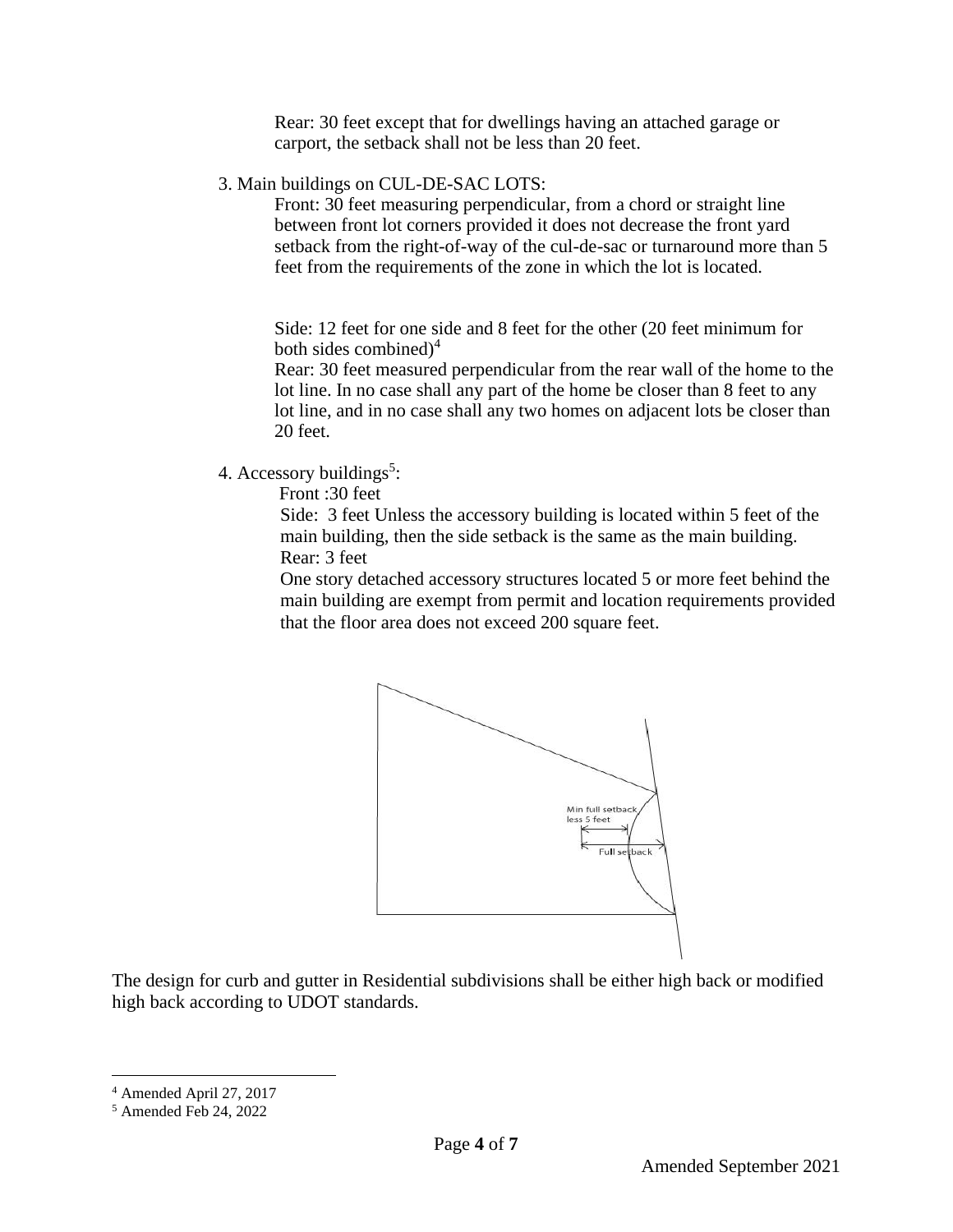Rear: 30 feet except that for dwellings having an attached garage or carport, the setback shall not be less than 20 feet.

3. Main buildings on CUL-DE-SAC LOTS:

   Front: 30 feet measuring perpendicular, from a chord or straight line between front lot corners provided it does not decrease the front yard setback from the right-of-way of the cul-de-sac or turnaround more than 5 feet from the requirements of the zone in which the lot is located.

   Side: 12 feet for one side and 8 feet for the other (20 feet minimum for both sides combined)[4]

   Rear: 30 feet measured perpendicular from the rear wall of the home to the lot line. In no case shall any part of the home be closer than 8 feet to any lot line, and in no case shall any two homes on adjacent lots be closer than 20 feet.

4. Accessory buildings[5]:

   Front :30 feet

   Side: 3 feet Unless the accessory building is located within 5 feet of the main building, then the side setback is the same as the main building.

   Rear: 3 feet

   One story detached accessory structures located 5 or more feet behind the main building are exempt from permit and location requirements provided that the floor area does not exceed 200 square feet.

Min full setback less 5 feet

Full setback

The design for curb and gutter in Residential subdivisions shall be either high back or modified high back according to UDOT standards.

---

[4] Amended April 27, 2017

[5] Amended Feb 24, 2022

Amended September 2021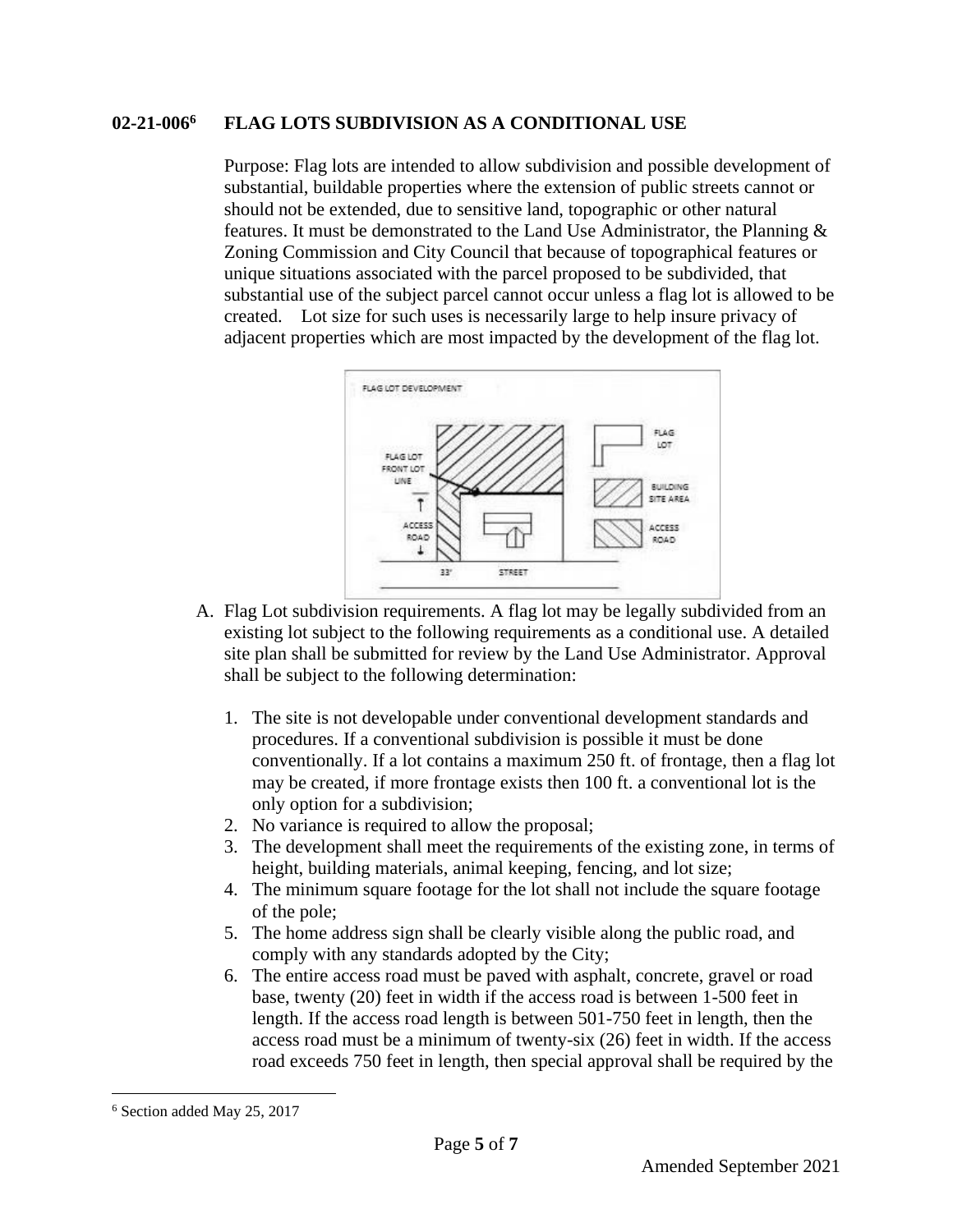## 02-21-006[6] FLAG LOTS SUBDIVISION AS A CONDITIONAL USE

Purpose: Flag lots are intended to allow subdivision and possible development of substantial, buildable properties where the extension of public streets cannot or should not be extended, due to sensitive land, topographic or other natural features. It must be demonstrated to the Land Use Administrator, the Planning & Zoning Commission and City Council that because of topographical features or unique situations associated with the parcel proposed to be subdivided, that substantial use of the subject parcel cannot occur unless a flag lot is allowed to be created. Lot size for such uses is necessarily large to help insure privacy of adjacent properties which are most impacted by the development of the flag lot.

FLAG LOT DEVELOPMENT

FLAG LOT FRONT LOT LINE

ACCESS ROAD

33'

STREET

FLAG LOT

BUILDING SITE AREA

ACCESS ROAD

A. Flag Lot subdivision requirements. A flag lot may be legally subdivided from an existing lot subject to the following requirements as a conditional use. A detailed site plan shall be submitted for review by the Land Use Administrator. Approval shall be subject to the following determination:

   1. The site is not developable under conventional development standards and procedures. If a conventional subdivision is possible it must be done conventionally. If a lot contains a maximum 250 ft. of frontage, then a flag lot may be created, if more frontage exists then 100 ft. a conventional lot is the only option for a subdivision;
   2. No variance is required to allow the proposal;
   3. The development shall meet the requirements of the existing zone, in terms of height, building materials, animal keeping, fencing, and lot size;
   4. The minimum square footage for the lot shall not include the square footage of the pole;
   5. The home address sign shall be clearly visible along the public road, and comply with any standards adopted by the City;
   6. The entire access road must be paved with asphalt, concrete, gravel or road base, twenty (20) feet in width if the access road is between 1-500 feet in length. If the access road length is between 501-750 feet in length, then the access road must be a minimum of twenty-six (26) feet in width. If the access road exceeds 750 feet in length, then special approval shall be required by the

[6] Section added May 25, 2017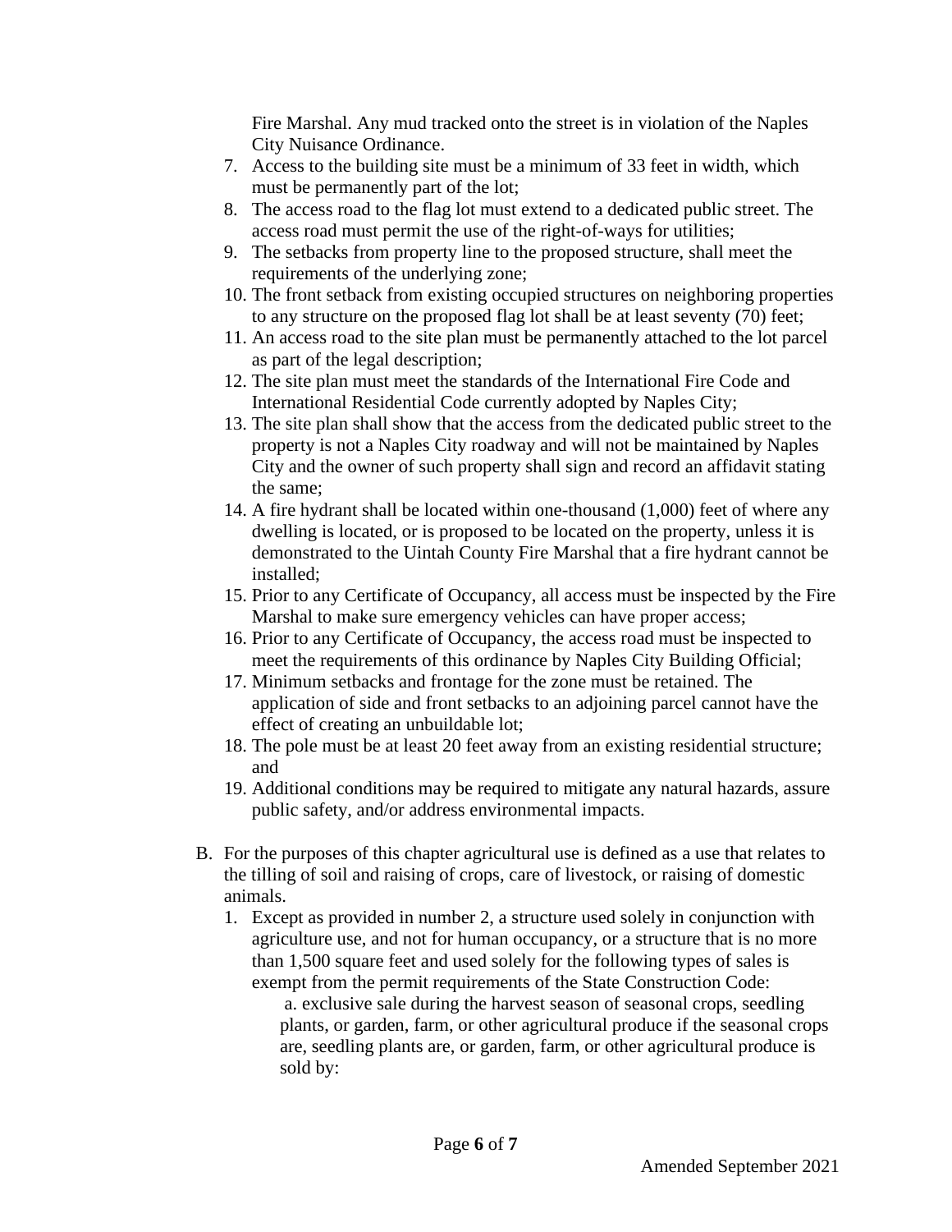Fire Marshal. Any mud tracked onto the street is in violation of the Naples City Nuisance Ordinance.

7. Access to the building site must be a minimum of 33 feet in width, which must be permanently part of the lot;
8. The access road to the flag lot must extend to a dedicated public street. The access road must permit the use of the right-of-ways for utilities;
9. The setbacks from property line to the proposed structure, shall meet the requirements of the underlying zone;
10. The front setback from existing occupied structures on neighboring properties to any structure on the proposed flag lot shall be at least seventy (70) feet;
11. An access road to the site plan must be permanently attached to the lot parcel as part of the legal description;
12. The site plan must meet the standards of the International Fire Code and International Residential Code currently adopted by Naples City;
13. The site plan shall show that the access from the dedicated public street to the property is not a Naples City roadway and will not be maintained by Naples City and the owner of such property shall sign and record an affidavit stating the same;
14. A fire hydrant shall be located within one-thousand (1,000) feet of where any dwelling is located, or is proposed to be located on the property, unless it is demonstrated to the Uintah County Fire Marshal that a fire hydrant cannot be installed;
15. Prior to any Certificate of Occupancy, all access must be inspected by the Fire Marshal to make sure emergency vehicles can have proper access;
16. Prior to any Certificate of Occupancy, the access road must be inspected to meet the requirements of this ordinance by Naples City Building Official;
17. Minimum setbacks and frontage for the zone must be retained. The application of side and front setbacks to an adjoining parcel cannot have the effect of creating an unbuildable lot;
18. The pole must be at least 20 feet away from an existing residential structure; and
19. Additional conditions may be required to mitigate any natural hazards, assure public safety, and/or address environmental impacts.

B. For the purposes of this chapter agricultural use is defined as a use that relates to the tilling of soil and raising of crops, care of livestock, or raising of domestic animals.

   1. Except as provided in number 2, a structure used solely in conjunction with agriculture use, and not for human occupancy, or a structure that is no more than 1,500 square feet and used solely for the following types of sales is exempt from the permit requirements of the State Construction Code:

      a. exclusive sale during the harvest season of seasonal crops, seedling plants, or garden, farm, or other agricultural produce if the seasonal crops are, seedling plants are, or garden, farm, or other agricultural produce is sold by: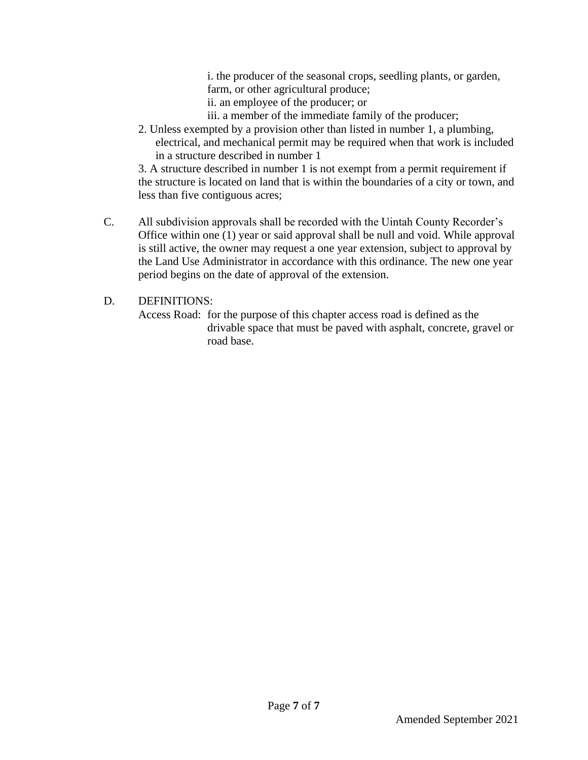i. the producer of the seasonal crops, seedling plants, or garden, farm, or other agricultural produce;
ii. an employee of the producer; or
iii. a member of the immediate family of the producer;

2. Unless exempted by a provision other than listed in number 1, a plumbing, electrical, and mechanical permit may be required when that work is included in a structure described in number 1

3. A structure described in number 1 is not exempt from a permit requirement if the structure is located on land that is within the boundaries of a city or town, and less than five contiguous acres;

C. All subdivision approvals shall be recorded with the Uintah County Recorder's Office within one (1) year or said approval shall be null and void. While approval is still active, the owner may request a one year extension, subject to approval by the Land Use Administrator in accordance with this ordinance. The new one year period begins on the date of approval of the extension.

D. DEFINITIONS:

Access Road: for the purpose of this chapter access road is defined as the drivable space that must be paved with asphalt, concrete, gravel or road base.

Amended September 2021